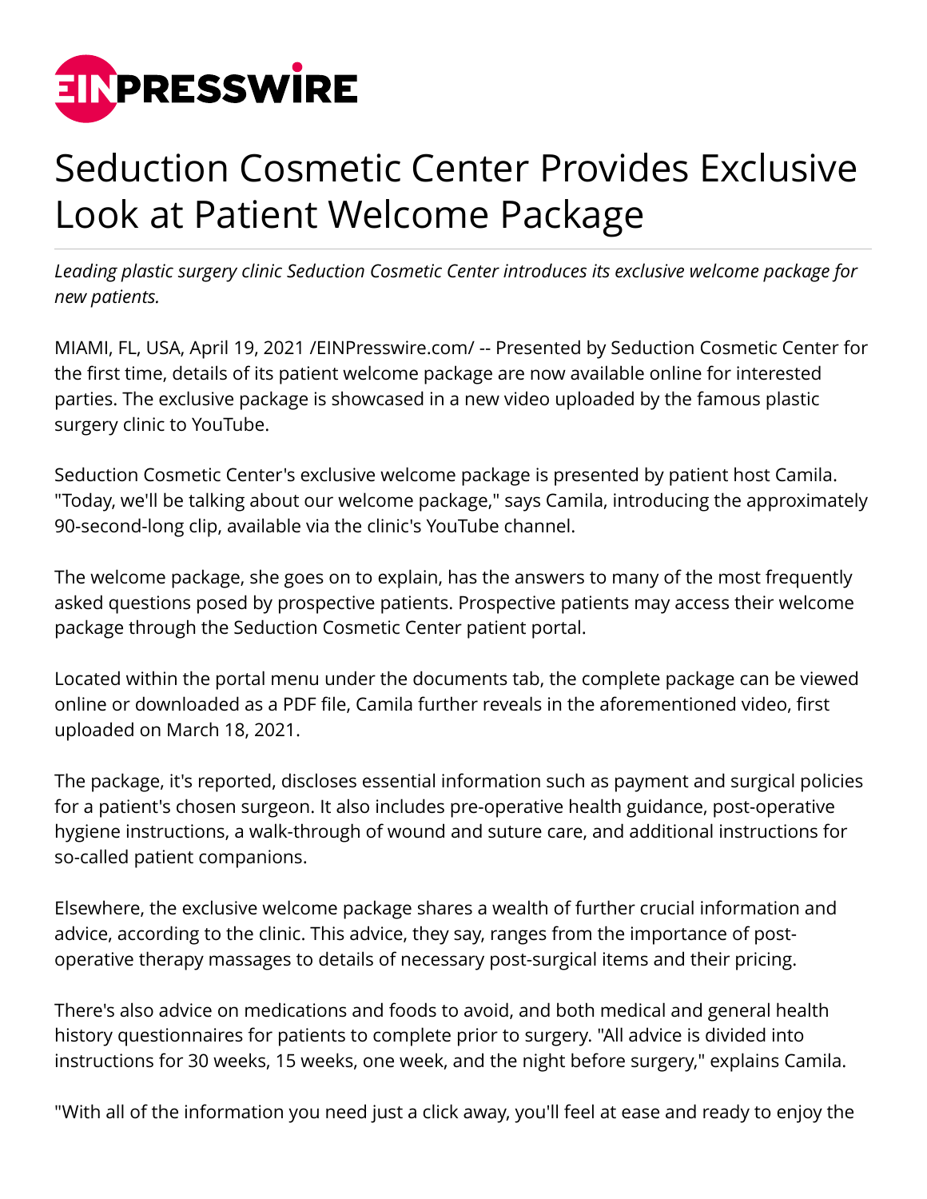# Seduction Cosmetic Center Provides Exclusive Look at Patient Welcome Package

*Leading plastic surgery clinic Seduction Cosmetic Center introduces its exclusive welcome package for new patients.*

MIAMI, FL, USA, April 19, 2021 /EINPresswire.com/ -- Presented by Seduction Cosmetic Center for the first time, details of its patient welcome package are now available online for interested parties. The exclusive package is showcased in a new video uploaded by the famous plastic surgery clinic to YouTube.

Seduction Cosmetic Center's exclusive welcome package is presented by patient host Camila. "Today, we'll be talking about our welcome package," says Camila, introducing the approximately 90-second-long clip, available via the clinic's YouTube channel.

The welcome package, she goes on to explain, has the answers to many of the most frequently asked questions posed by prospective patients. Prospective patients may access their welcome package through the Seduction Cosmetic Center patient portal.

Located within the portal menu under the documents tab, the complete package can be viewed online or downloaded as a PDF file, Camila further reveals in the aforementioned video, first uploaded on March 18, 2021.

The package, it's reported, discloses essential information such as payment and surgical policies for a patient's chosen surgeon. It also includes pre-operative health guidance, post-operative hygiene instructions, a walk-through of wound and suture care, and additional instructions for so-called patient companions.

Elsewhere, the exclusive welcome package shares a wealth of further crucial information and advice, according to the clinic. This advice, they say, ranges from the importance of post-operative therapy massages to details of necessary post-surgical items and their pricing.

There's also advice on medications and foods to avoid, and both medical and general health history questionnaires for patients to complete prior to surgery. "All advice is divided into instructions for 30 weeks, 15 weeks, one week, and the night before surgery," explains Camila.

"With all of the information you need just a click away, you'll feel at ease and ready to enjoy the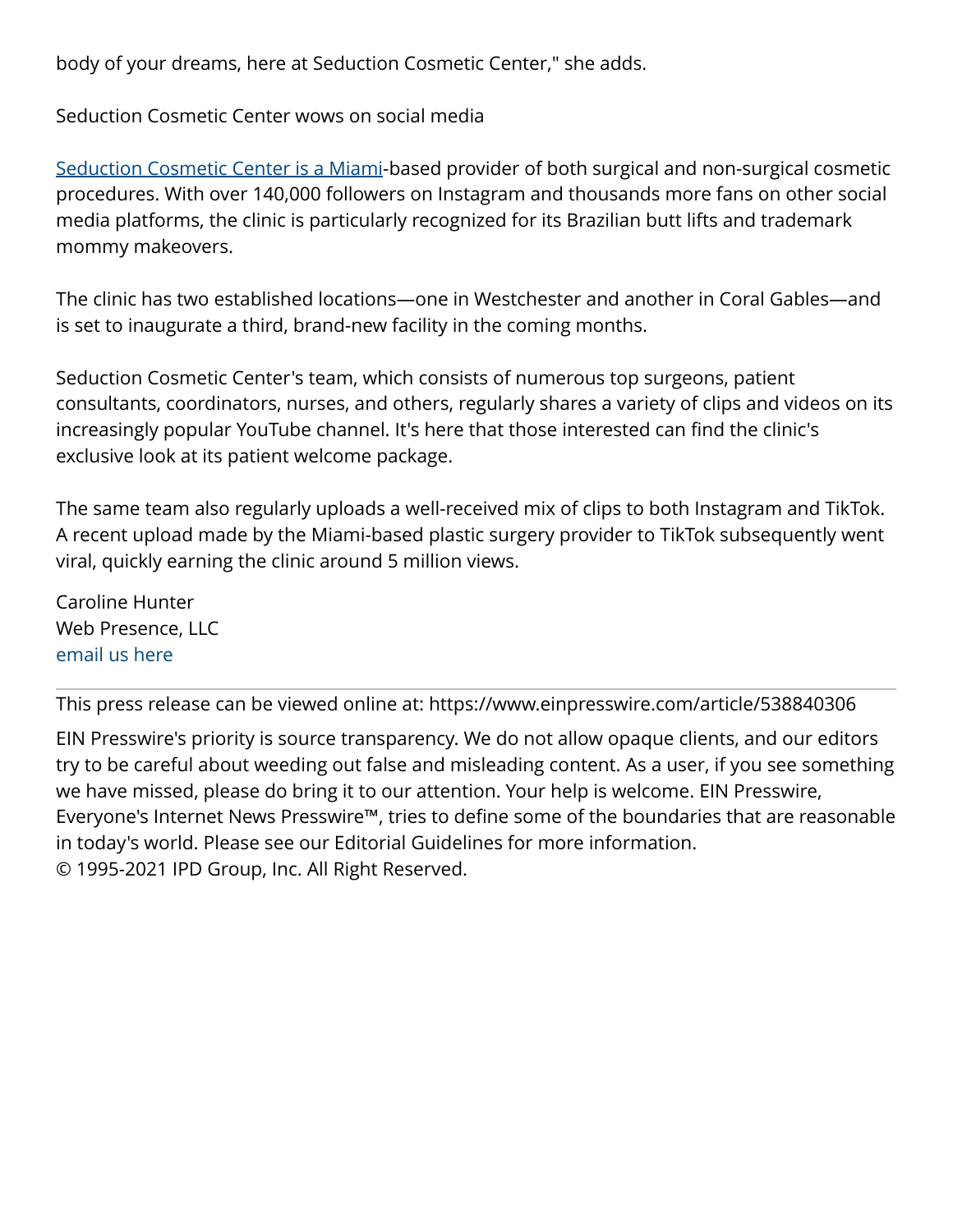body of your dreams, here at Seduction Cosmetic Center," she adds.

Seduction Cosmetic Center wows on social media

Seduction Cosmetic Center is a Miami-based provider of both surgical and non-surgical cosmetic procedures. With over 140,000 followers on Instagram and thousands more fans on other social media platforms, the clinic is particularly recognized for its Brazilian butt lifts and trademark mommy makeovers.

The clinic has two established locations—one in Westchester and another in Coral Gables—and is set to inaugurate a third, brand-new facility in the coming months.

Seduction Cosmetic Center's team, which consists of numerous top surgeons, patient consultants, coordinators, nurses, and others, regularly shares a variety of clips and videos on its increasingly popular YouTube channel. It's here that those interested can find the clinic's exclusive look at its patient welcome package.

The same team also regularly uploads a well-received mix of clips to both Instagram and TikTok. A recent upload made by the Miami-based plastic surgery provider to TikTok subsequently went viral, quickly earning the clinic around 5 million views.

Caroline Hunter
Web Presence, LLC
email us here

---

This press release can be viewed online at: https://www.einpresswire.com/article/538840306

EIN Presswire's priority is source transparency. We do not allow opaque clients, and our editors try to be careful about weeding out false and misleading content. As a user, if you see something we have missed, please do bring it to our attention. Your help is welcome. EIN Presswire, Everyone's Internet News Presswire™, tries to define some of the boundaries that are reasonable in today's world. Please see our Editorial Guidelines for more information.
© 1995-2021 IPD Group, Inc. All Right Reserved.